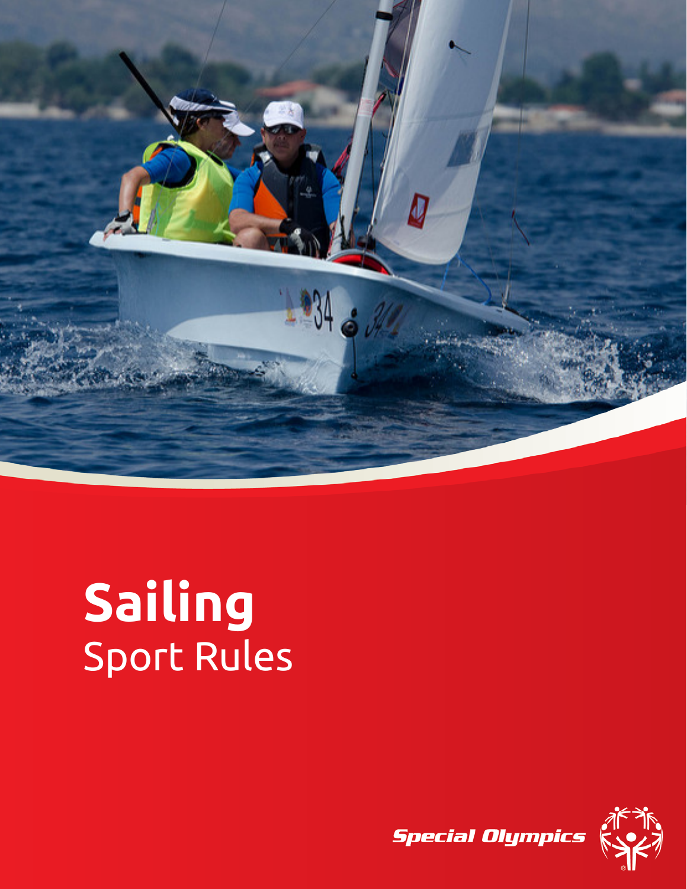# Sailing
Sport Rules

Special Olympics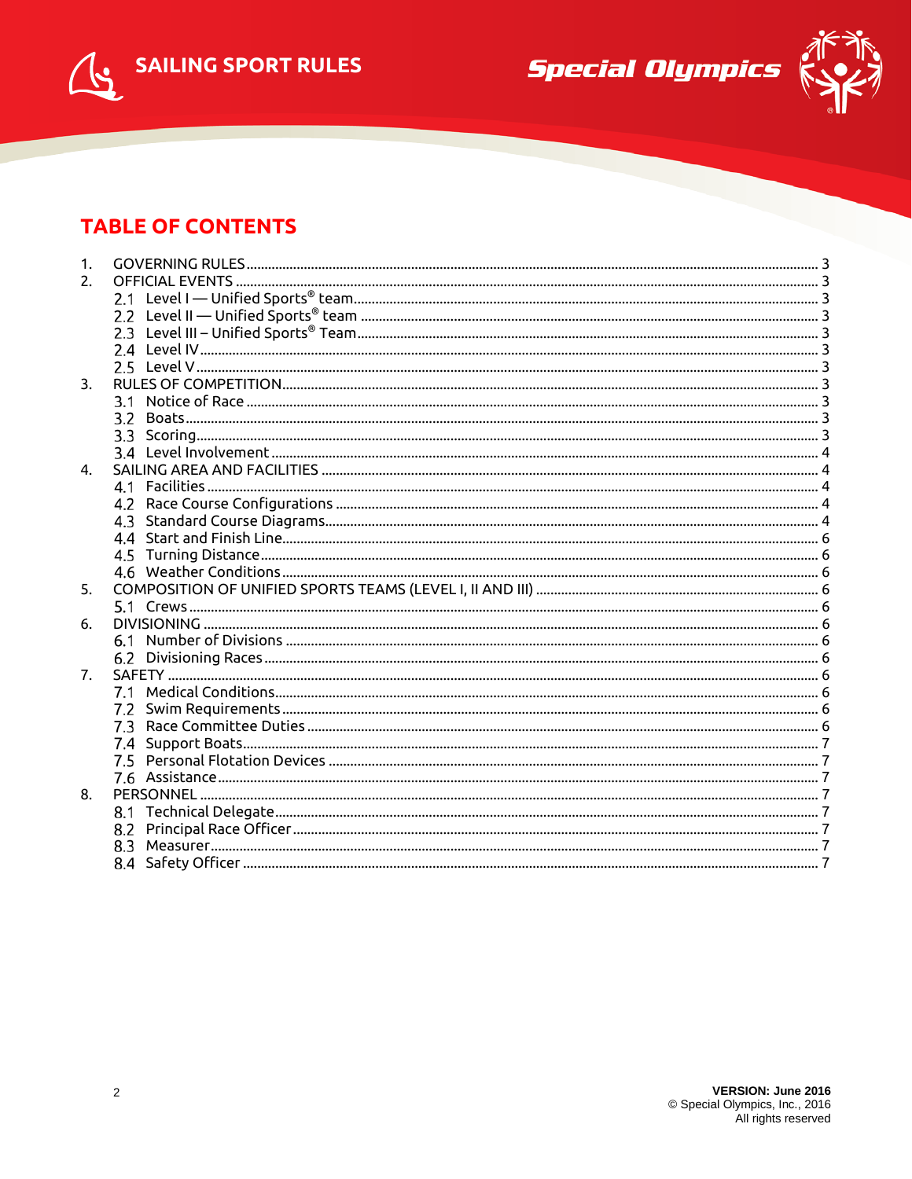## TABLE OF CONTENTS

1. GOVERNING RULES ... 3
2. OFFICIAL EVENTS ... 3
   - 2.1 Level I — Unified Sports® team ... 3
   - 2.2 Level II — Unified Sports® team ... 3
   - 2.3 Level III – Unified Sports® Team ... 3
   - 2.4 Level IV ... 3
   - 2.5 Level V ... 3
3. RULES OF COMPETITION ... 3
   - 3.1 Notice of Race ... 3
   - 3.2 Boats ... 3
   - 3.3 Scoring ... 3
   - 3.4 Level Involvement ... 4
4. SAILING AREA AND FACILITIES ... 4
   - 4.1 Facilities ... 4
   - 4.2 Race Course Configurations ... 4
   - 4.3 Standard Course Diagrams ... 4
   - 4.4 Start and Finish Line ... 6
   - 4.5 Turning Distance ... 6
   - 4.6 Weather Conditions ... 6
5. COMPOSITION OF UNIFIED SPORTS TEAMS (LEVEL I, II AND III) ... 6
   - 5.1 Crews ... 6
6. DIVISIONING ... 6
   - 6.1 Number of Divisions ... 6
   - 6.2 Divisioning Races ... 6
7. SAFETY ... 6
   - 7.1 Medical Conditions ... 6
   - 7.2 Swim Requirements ... 6
   - 7.3 Race Committee Duties ... 6
   - 7.4 Support Boats ... 7
   - 7.5 Personal Flotation Devices ... 7
   - 7.6 Assistance ... 7
8. PERSONNEL ... 7
   - 8.1 Technical Delegate ... 7
   - 8.2 Principal Race Officer ... 7
   - 8.3 Measurer ... 7
   - 8.4 Safety Officer ... 7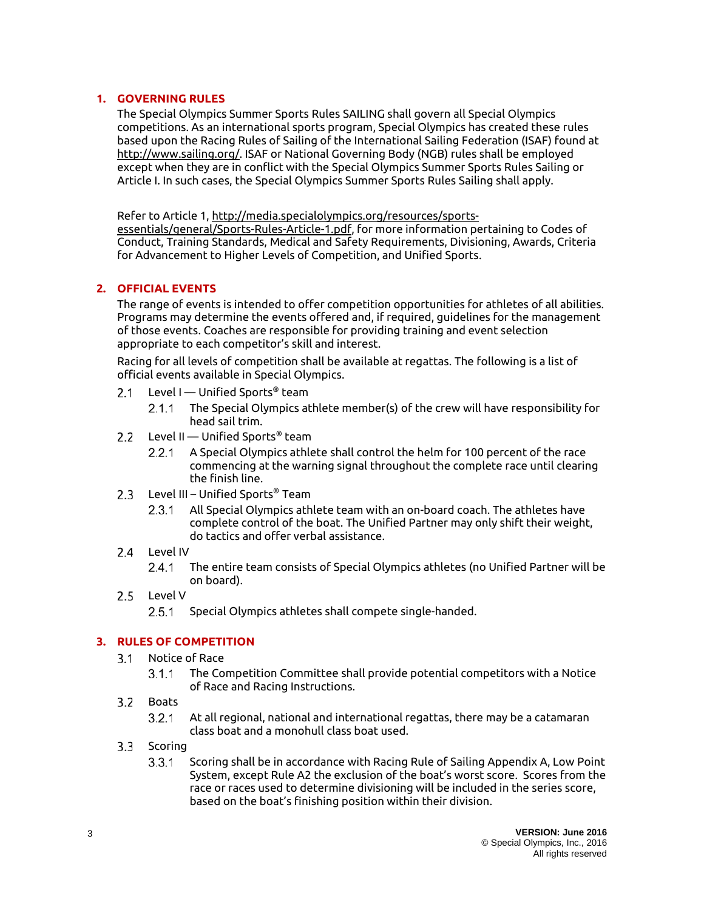## 1. GOVERNING RULES

The Special Olympics Summer Sports Rules SAILING shall govern all Special Olympics competitions. As an international sports program, Special Olympics has created these rules based upon the Racing Rules of Sailing of the International Sailing Federation (ISAF) found at http://www.sailing.org/. ISAF or National Governing Body (NGB) rules shall be employed except when they are in conflict with the Special Olympics Summer Sports Rules Sailing or Article I. In such cases, the Special Olympics Summer Sports Rules Sailing shall apply.

Refer to Article 1, http://media.specialolympics.org/resources/sports-essentials/general/Sports-Rules-Article-1.pdf, for more information pertaining to Codes of Conduct, Training Standards, Medical and Safety Requirements, Divisioning, Awards, Criteria for Advancement to Higher Levels of Competition, and Unified Sports.

## 2. OFFICIAL EVENTS

The range of events is intended to offer competition opportunities for athletes of all abilities. Programs may determine the events offered and, if required, guidelines for the management of those events. Coaches are responsible for providing training and event selection appropriate to each competitor's skill and interest.

Racing for all levels of competition shall be available at regattas. The following is a list of official events available in Special Olympics.

- 2.1 Level I — Unified Sports® team
  - 2.1.1 The Special Olympics athlete member(s) of the crew will have responsibility for head sail trim.
- 2.2 Level II — Unified Sports® team
  - 2.2.1 A Special Olympics athlete shall control the helm for 100 percent of the race commencing at the warning signal throughout the complete race until clearing the finish line.
- 2.3 Level III – Unified Sports® Team
  - 2.3.1 All Special Olympics athlete team with an on-board coach. The athletes have complete control of the boat. The Unified Partner may only shift their weight, do tactics and offer verbal assistance.
- 2.4 Level IV
  - 2.4.1 The entire team consists of Special Olympics athletes (no Unified Partner will be on board).
- 2.5 Level V
  - 2.5.1 Special Olympics athletes shall compete single-handed.

## 3. RULES OF COMPETITION

- 3.1 Notice of Race
  - 3.1.1 The Competition Committee shall provide potential competitors with a Notice of Race and Racing Instructions.
- 3.2 Boats
  - 3.2.1 At all regional, national and international regattas, there may be a catamaran class boat and a monohull class boat used.
- 3.3 Scoring
  - 3.3.1 Scoring shall be in accordance with Racing Rule of Sailing Appendix A, Low Point System, except Rule A2 the exclusion of the boat's worst score. Scores from the race or races used to determine divisioning will be included in the series score, based on the boat's finishing position within their division.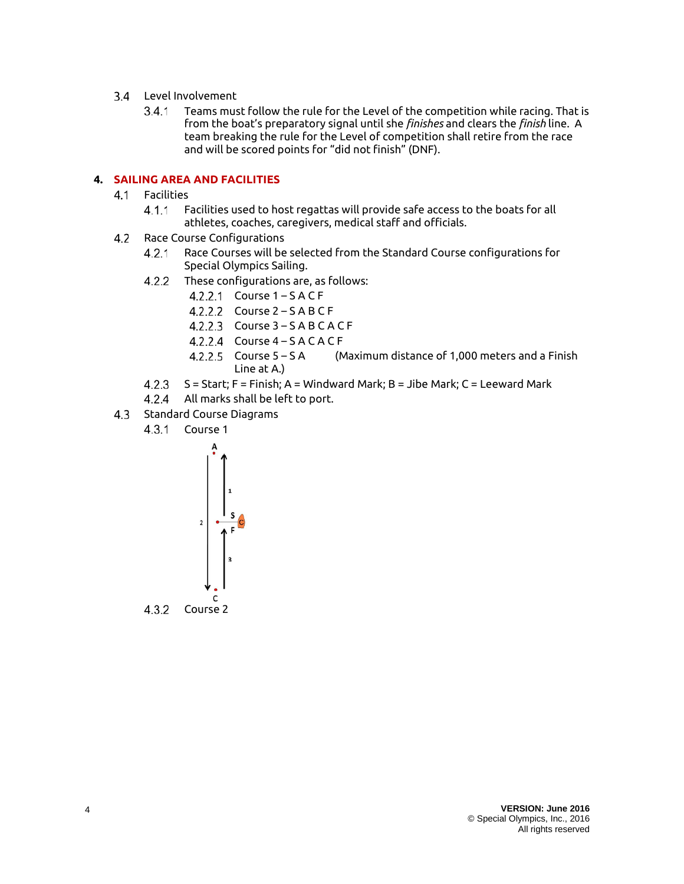3.4 Level Involvement

3.4.1 Teams must follow the rule for the Level of the competition while racing. That is from the boat's preparatory signal until she *finishes* and clears the *finish* line. A team breaking the rule for the Level of competition shall retire from the race and will be scored points for "did not finish" (DNF).

## 4. SAILING AREA AND FACILITIES

4.1 Facilities

4.1.1 Facilities used to host regattas will provide safe access to the boats for all athletes, coaches, caregivers, medical staff and officials.

4.2 Race Course Configurations

4.2.1 Race Courses will be selected from the Standard Course configurations for Special Olympics Sailing.

4.2.2 These configurations are, as follows:

4.2.2.1 Course 1 – S A C F

4.2.2.2 Course 2 – S A B C F

4.2.2.3 Course 3 – S A B C A C F

4.2.2.4 Course 4 – S A C A C F

4.2.2.5 Course 5 – S A (Maximum distance of 1,000 meters and a Finish Line at A.)

4.2.3 S = Start; F = Finish; A = Windward Mark; B = Jibe Mark; C = Leeward Mark

4.2.4 All marks shall be left to port.

4.3 Standard Course Diagrams

4.3.1 Course 1

4.3.2 Course 2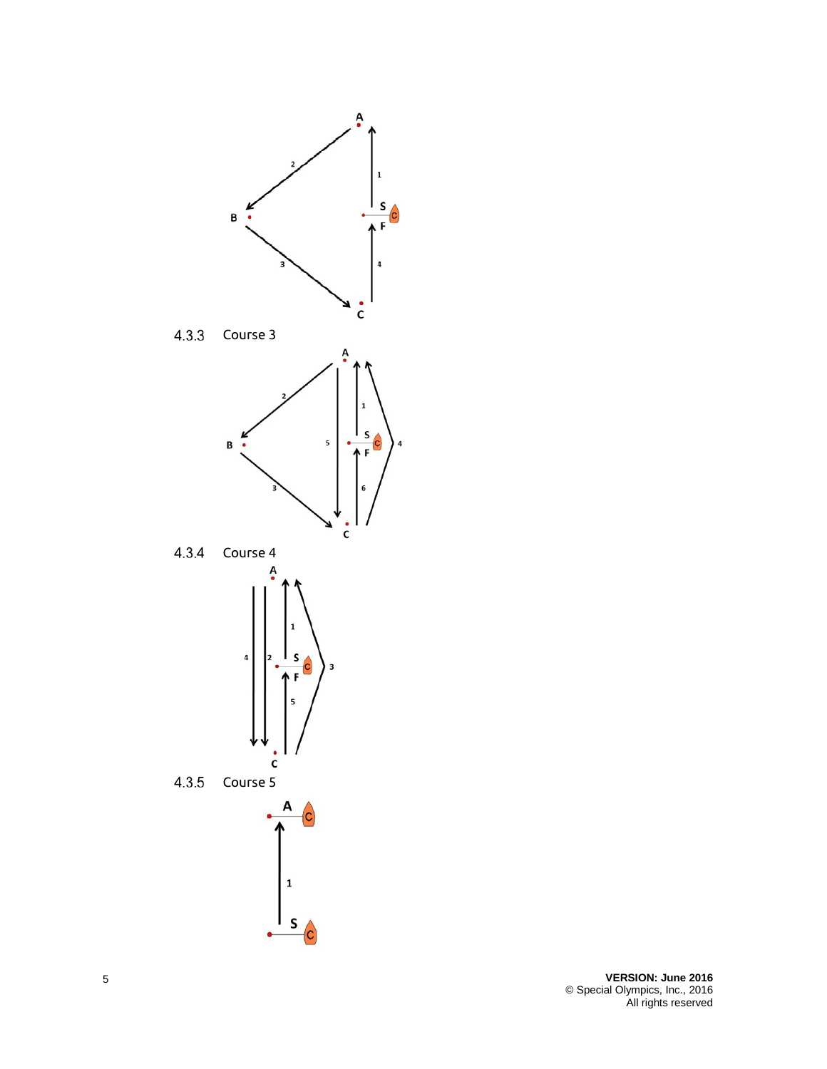### 4.3.3 Course 3

### 4.3.4 Course 4

### 4.3.5 Course 5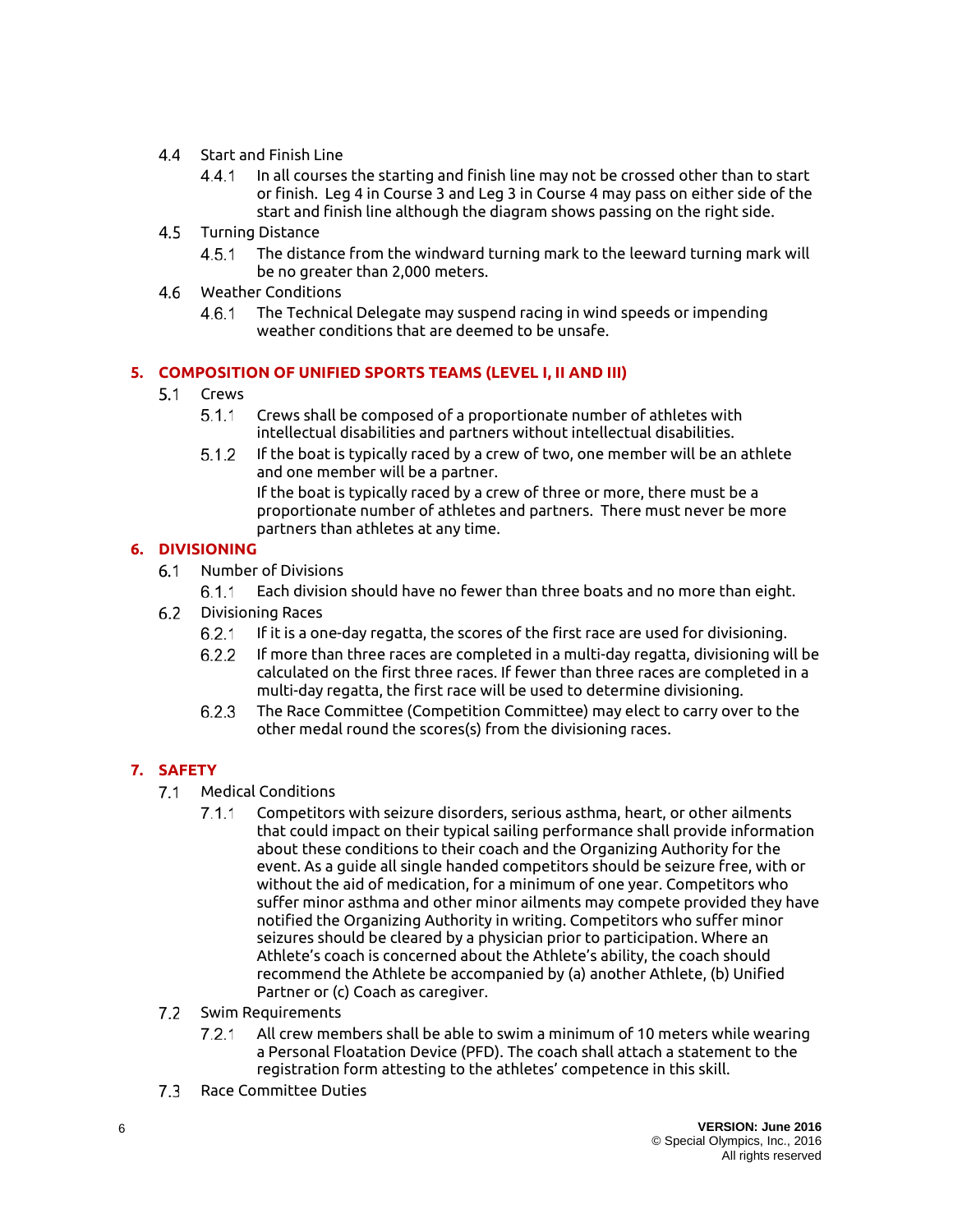4.4 Start and Finish Line

4.4.1 In all courses the starting and finish line may not be crossed other than to start or finish. Leg 4 in Course 3 and Leg 3 in Course 4 may pass on either side of the start and finish line although the diagram shows passing on the right side.

4.5 Turning Distance

4.5.1 The distance from the windward turning mark to the leeward turning mark will be no greater than 2,000 meters.

4.6 Weather Conditions

4.6.1 The Technical Delegate may suspend racing in wind speeds or impending weather conditions that are deemed to be unsafe.

## 5. COMPOSITION OF UNIFIED SPORTS TEAMS (LEVEL I, II AND III)

5.1 Crews

5.1.1 Crews shall be composed of a proportionate number of athletes with intellectual disabilities and partners without intellectual disabilities.

5.1.2 If the boat is typically raced by a crew of two, one member will be an athlete and one member will be a partner.

If the boat is typically raced by a crew of three or more, there must be a proportionate number of athletes and partners. There must never be more partners than athletes at any time.

## 6. DIVISIONING

6.1 Number of Divisions

6.1.1 Each division should have no fewer than three boats and no more than eight.

6.2 Divisioning Races

6.2.1 If it is a one-day regatta, the scores of the first race are used for divisioning.

6.2.2 If more than three races are completed in a multi-day regatta, divisioning will be calculated on the first three races. If fewer than three races are completed in a multi-day regatta, the first race will be used to determine divisioning.

6.2.3 The Race Committee (Competition Committee) may elect to carry over to the other medal round the scores(s) from the divisioning races.

## 7. SAFETY

7.1 Medical Conditions

7.1.1 Competitors with seizure disorders, serious asthma, heart, or other ailments that could impact on their typical sailing performance shall provide information about these conditions to their coach and the Organizing Authority for the event. As a guide all single handed competitors should be seizure free, with or without the aid of medication, for a minimum of one year. Competitors who suffer minor asthma and other minor ailments may compete provided they have notified the Organizing Authority in writing. Competitors who suffer minor seizures should be cleared by a physician prior to participation. Where an Athlete's coach is concerned about the Athlete's ability, the coach should recommend the Athlete be accompanied by (a) another Athlete, (b) Unified Partner or (c) Coach as caregiver.

7.2 Swim Requirements

7.2.1 All crew members shall be able to swim a minimum of 10 meters while wearing a Personal Floatation Device (PFD). The coach shall attach a statement to the registration form attesting to the athletes' competence in this skill.

7.3 Race Committee Duties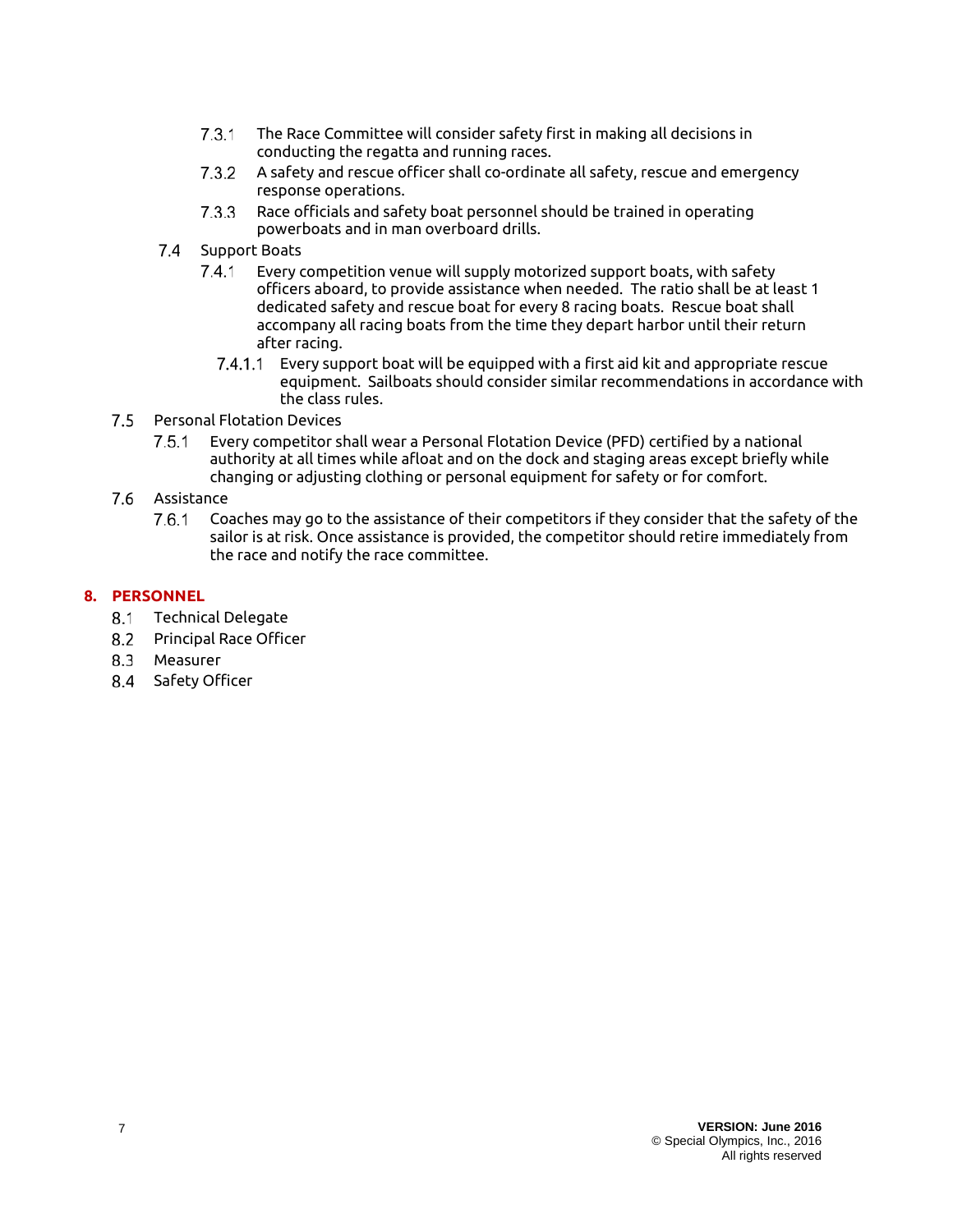7.3.1 The Race Committee will consider safety first in making all decisions in conducting the regatta and running races.

7.3.2 A safety and rescue officer shall co-ordinate all safety, rescue and emergency response operations.

7.3.3 Race officials and safety boat personnel should be trained in operating powerboats and in man overboard drills.

7.4 Support Boats

7.4.1 Every competition venue will supply motorized support boats, with safety officers aboard, to provide assistance when needed. The ratio shall be at least 1 dedicated safety and rescue boat for every 8 racing boats. Rescue boat shall accompany all racing boats from the time they depart harbor until their return after racing.

7.4.1.1 Every support boat will be equipped with a first aid kit and appropriate rescue equipment. Sailboats should consider similar recommendations in accordance with the class rules.

7.5 Personal Flotation Devices

7.5.1 Every competitor shall wear a Personal Flotation Device (PFD) certified by a national authority at all times while afloat and on the dock and staging areas except briefly while changing or adjusting clothing or personal equipment for safety or for comfort.

7.6 Assistance

7.6.1 Coaches may go to the assistance of their competitors if they consider that the safety of the sailor is at risk. Once assistance is provided, the competitor should retire immediately from the race and notify the race committee.

## 8. PERSONNEL

8.1 Technical Delegate

8.2 Principal Race Officer

8.3 Measurer

8.4 Safety Officer